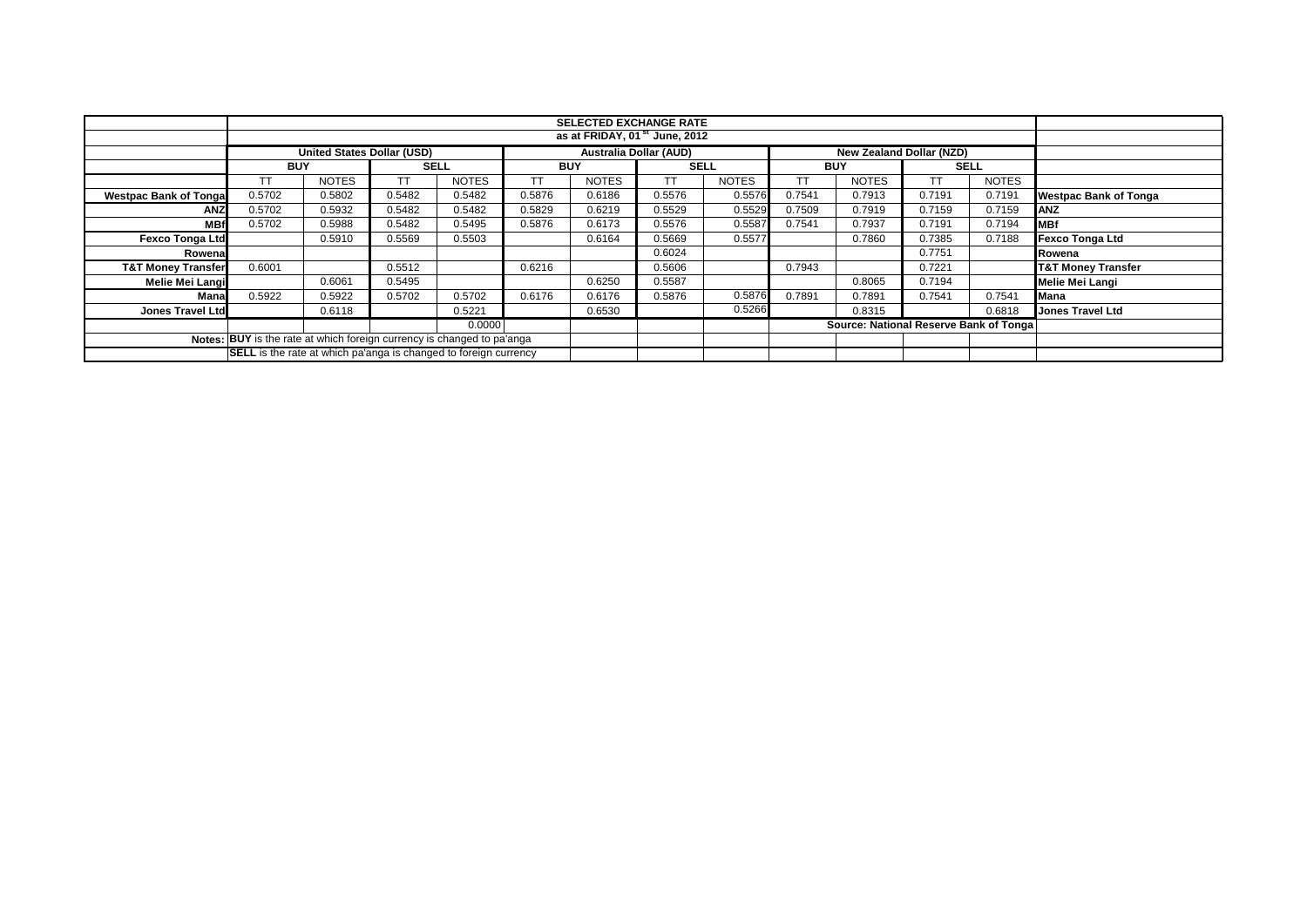| | SELECTED EXCHANGE RATE | | | | | | | | | | | | |
|---|---|---|---|---|---|---|---|---|---|---|---|---|---|
| | as at FRIDAY, 01 st June, 2012 | | | | | | | | | | | | |
| | United States Dollar (USD) | | | | Australia Dollar (AUD) | | | | New Zealand Dollar (NZD) | | | | |
| | BUY | | SELL | | BUY | | SELL | | BUY | | SELL | | |
| | TT | NOTES | TT | NOTES | TT | NOTES | TT | NOTES | TT | NOTES | TT | NOTES | |
| **Westpac Bank of Tonga** | 0.5702 | 0.5802 | 0.5482 | 0.5482 | 0.5876 | 0.6186 | 0.5576 | 0.5576 | 0.7541 | 0.7913 | 0.7191 | 0.7191 | **Westpac Bank of Tonga** |
| **ANZ** | 0.5702 | 0.5932 | 0.5482 | 0.5482 | 0.5829 | 0.6219 | 0.5529 | 0.5529 | 0.7509 | 0.7919 | 0.7159 | 0.7159 | **ANZ** |
| **MBf** | 0.5702 | 0.5988 | 0.5482 | 0.5495 | 0.5876 | 0.6173 | 0.5576 | 0.5587 | 0.7541 | 0.7937 | 0.7191 | 0.7194 | **MBf** |
| **Fexco Tonga Ltd** | | 0.5910 | 0.5569 | 0.5503 | | 0.6164 | 0.5669 | 0.5577 | | 0.7860 | 0.7385 | 0.7188 | **Fexco Tonga Ltd** |
| **Rowena** | | | | | | | 0.6024 | | | | 0.7751 | | **Rowena** |
| **T&T Money Transfer** | 0.6001 | | 0.5512 | | 0.6216 | | 0.5606 | | 0.7943 | | 0.7221 | | **T&T Money Transfer** |
| **Melie Mei Langi** | | 0.6061 | 0.5495 | | | 0.6250 | 0.5587 | | | 0.8065 | 0.7194 | | **Melie Mei Langi** |
| **Mana** | 0.5922 | 0.5922 | 0.5702 | 0.5702 | 0.6176 | 0.6176 | 0.5876 | 0.5876 | 0.7891 | 0.7891 | 0.7541 | 0.7541 | **Mana** |
| **Jones Travel Ltd** | | 0.6118 | | 0.5221 | | 0.6530 | | 0.5266 | | 0.8315 | | 0.6818 | **Jones Travel Ltd** |
| | | | | 0.0000 | | | | | Source: National Reserve Bank of Tonga | | | | |
| Notes: | **BUY** is the rate at which foreign currency is changed to pa'anga | | | | | | | | | | | | |
| | **SELL** is the rate at which pa'anga is changed to foreign currency | | | | | | | | | | | | |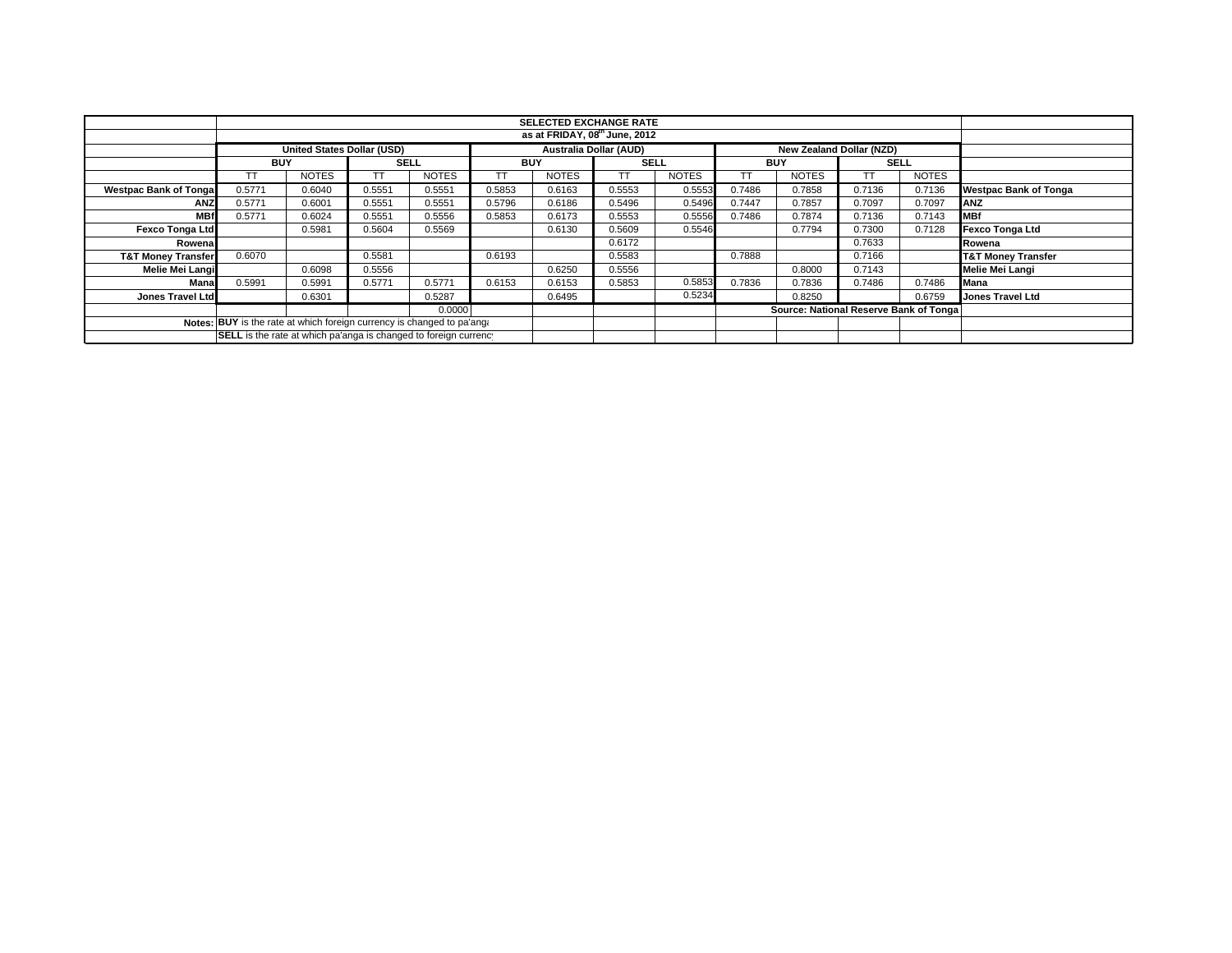| | SELECTED EXCHANGE RATE | | | | | | | | | | | | |
|---|---|---|---|---|---|---|---|---|---|---|---|---|---|
| | as at FRIDAY, 08th June, 2012 | | | | | | | | | | | | |
| | United States Dollar (USD) | | | | Australia Dollar (AUD) | | | | New Zealand Dollar (NZD) | | | | |
| | BUY | | SELL | | BUY | | SELL | | BUY | | SELL | | |
| | TT | NOTES | TT | NOTES | TT | NOTES | TT | NOTES | TT | NOTES | TT | NOTES | |
| Westpac Bank of Tonga | 0.5771 | 0.6040 | 0.5551 | 0.5551 | 0.5853 | 0.6163 | 0.5553 | 0.5553 | 0.7486 | 0.7858 | 0.7136 | 0.7136 | Westpac Bank of Tonga |
| ANZ | 0.5771 | 0.6001 | 0.5551 | 0.5551 | 0.5796 | 0.6186 | 0.5496 | 0.5496 | 0.7447 | 0.7857 | 0.7097 | 0.7097 | ANZ |
| MBf | 0.5771 | 0.6024 | 0.5551 | 0.5556 | 0.5853 | 0.6173 | 0.5553 | 0.5556 | 0.7486 | 0.7874 | 0.7136 | 0.7143 | MBf |
| Fexco Tonga Ltd | | 0.5981 | 0.5604 | 0.5569 | | 0.6130 | 0.5609 | 0.5546 | | 0.7794 | 0.7300 | 0.7128 | Fexco Tonga Ltd |
| Rowena | | | | | | | 0.6172 | | | | 0.7633 | | Rowena |
| T&T Money Transfer | 0.6070 | | 0.5581 | | 0.6193 | | 0.5583 | | 0.7888 | | 0.7166 | | T&T Money Transfer |
| Melie Mei Langi | | 0.6098 | 0.5556 | | | 0.6250 | 0.5556 | | | 0.8000 | 0.7143 | | Melie Mei Langi |
| Mana | 0.5991 | 0.5991 | 0.5771 | 0.5771 | 0.6153 | 0.6153 | 0.5853 | 0.5853 | 0.7836 | 0.7836 | 0.7486 | 0.7486 | Mana |
| Jones Travel Ltd | | 0.6301 | | 0.5287 | | 0.6495 | | 0.5234 | | 0.8250 | | 0.6759 | Jones Travel Ltd |
| | | | | 0.0000 | | | | | Source: National Reserve Bank of Tonga | | | | |
| Notes: | **BUY** is the rate at which foreign currency is changed to pa'anga | | | | | | | | | | | | |
| | **SELL** is the rate at which pa'anga is changed to foreign currency | | | | | | | | | | | | |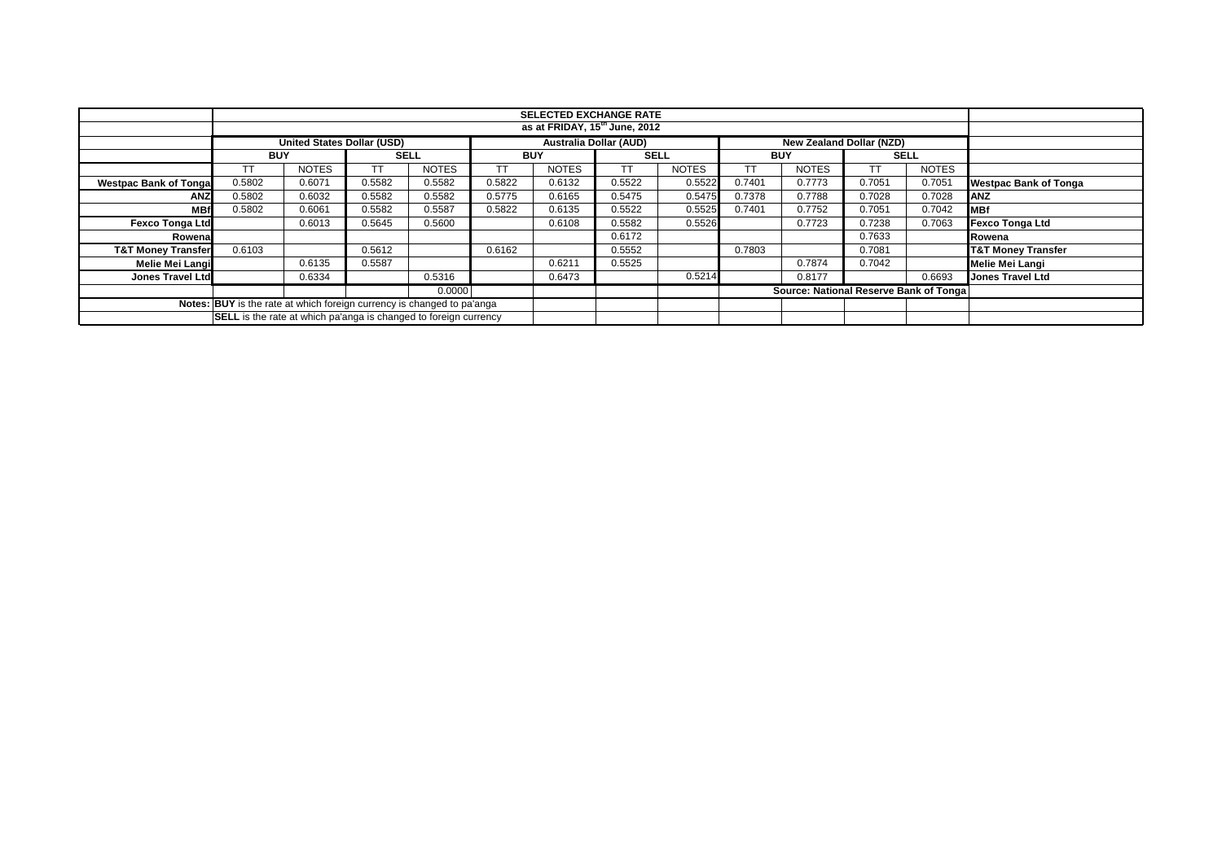| | SELECTED EXCHANGE RATE | | | | | | | | | | | | |
|---|---|---|---|---|---|---|---|---|---|---|---|---|---|
| | as at FRIDAY, 15th June, 2012 | | | | | | | | | | | | |
| | United States Dollar (USD) | | | | Australia Dollar (AUD) | | | | New Zealand Dollar (NZD) | | | | |
| | BUY | | SELL | | BUY | | SELL | | BUY | | SELL | | |
| | TT | NOTES | TT | NOTES | TT | NOTES | TT | NOTES | TT | NOTES | TT | NOTES | |
| **Westpac Bank of Tonga** | 0.5802 | 0.6071 | 0.5582 | 0.5582 | 0.5822 | 0.6132 | 0.5522 | 0.5522 | 0.7401 | 0.7773 | 0.7051 | 0.7051 | **Westpac Bank of Tonga** |
| **ANZ** | 0.5802 | 0.6032 | 0.5582 | 0.5582 | 0.5775 | 0.6165 | 0.5475 | 0.5475 | 0.7378 | 0.7788 | 0.7028 | 0.7028 | **ANZ** |
| **MBf** | 0.5802 | 0.6061 | 0.5582 | 0.5587 | 0.5822 | 0.6135 | 0.5522 | 0.5525 | 0.7401 | 0.7752 | 0.7051 | 0.7042 | **MBf** |
| **Fexco Tonga Ltd** | | 0.6013 | 0.5645 | 0.5600 | | 0.6108 | 0.5582 | 0.5526 | | 0.7723 | 0.7238 | 0.7063 | **Fexco Tonga Ltd** |
| **Rowena** | | | | | | | 0.6172 | | | | 0.7633 | | **Rowena** |
| **T&T Money Transfer** | 0.6103 | | 0.5612 | | 0.6162 | | 0.5552 | | 0.7803 | | 0.7081 | | **T&T Money Transfer** |
| **Melie Mei Langi** | | 0.6135 | 0.5587 | | | 0.6211 | 0.5525 | | | 0.7874 | 0.7042 | | **Melie Mei Langi** |
| **Jones Travel Ltd** | | 0.6334 | | 0.5316 | | 0.6473 | | 0.5214 | | 0.8177 | | 0.6693 | **Jones Travel Ltd** |
| | | | | 0.0000 | | | | | **Source: National Reserve Bank of Tonga** | | | | |
| **Notes:** | **BUY** is the rate at which foreign currency is changed to pa'anga | | | | | | | | | | | | |
| | **SELL** is the rate at which pa'anga is changed to foreign currency | | | | | | | | | | | | |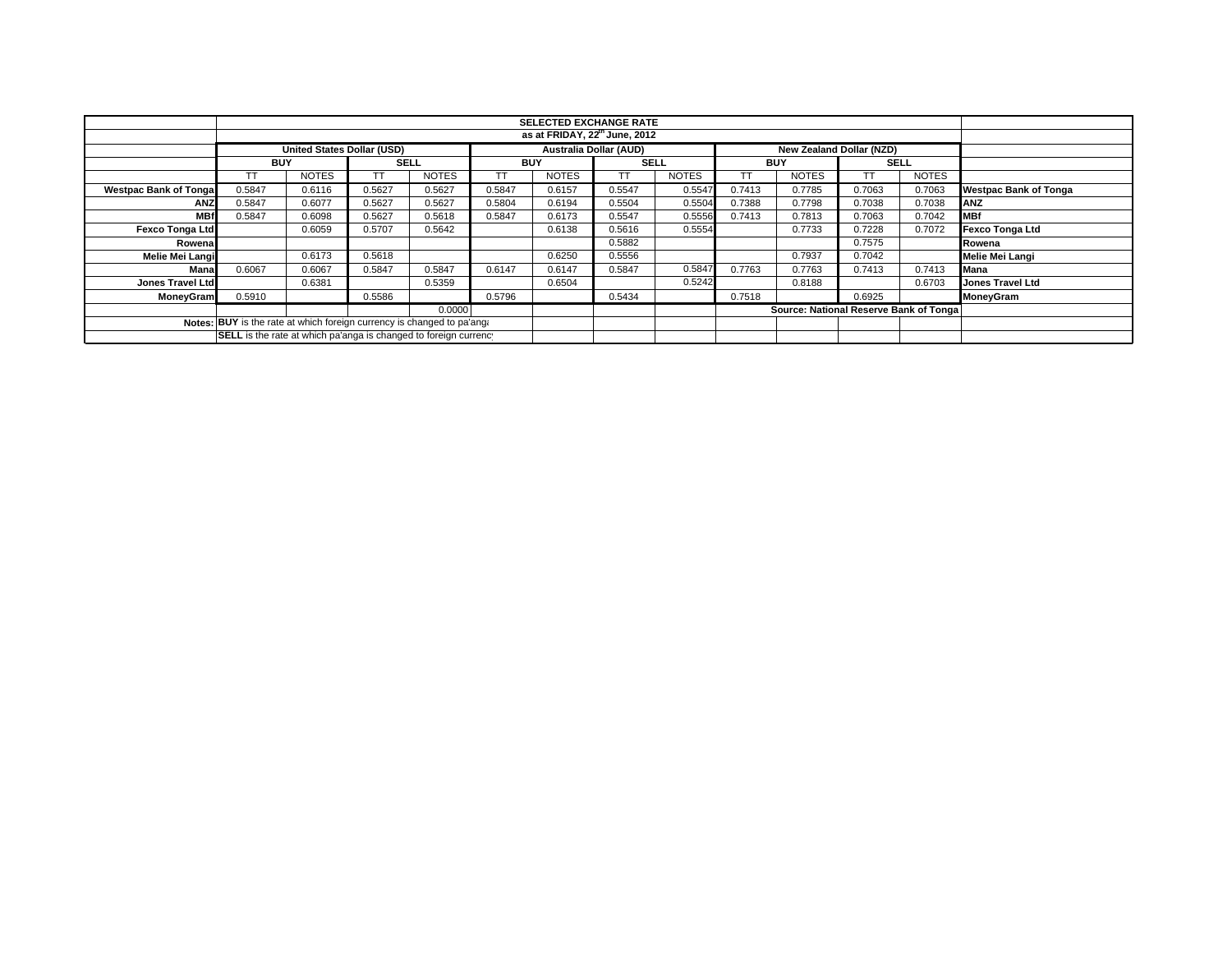| | SELECTED EXCHANGE RATE | | | | | | | | | | | | |
|---|---|---|---|---|---|---|---|---|---|---|---|---|---|
| | as at FRIDAY, 22nd June, 2012 | | | | | | | | | | | | |
| | United States Dollar (USD) | | | | Australia Dollar (AUD) | | | | New Zealand Dollar (NZD) | | | | |
| | BUY | | SELL | | BUY | | SELL | | BUY | | SELL | | |
| | TT | NOTES | TT | NOTES | TT | NOTES | TT | NOTES | TT | NOTES | TT | NOTES | |
| Westpac Bank of Tonga | 0.5847 | 0.6116 | 0.5627 | 0.5627 | 0.5847 | 0.6157 | 0.5547 | 0.5547 | 0.7413 | 0.7785 | 0.7063 | 0.7063 | Westpac Bank of Tonga |
| ANZ | 0.5847 | 0.6077 | 0.5627 | 0.5627 | 0.5804 | 0.6194 | 0.5504 | 0.5504 | 0.7388 | 0.7798 | 0.7038 | 0.7038 | ANZ |
| MBf | 0.5847 | 0.6098 | 0.5627 | 0.5618 | 0.5847 | 0.6173 | 0.5547 | 0.5556 | 0.7413 | 0.7813 | 0.7063 | 0.7042 | MBf |
| Fexco Tonga Ltd | | 0.6059 | 0.5707 | 0.5642 | | 0.6138 | 0.5616 | 0.5554 | | 0.7733 | 0.7228 | 0.7072 | Fexco Tonga Ltd |
| Rowena | | | | | | | 0.5882 | | | | 0.7575 | | Rowena |
| Melie Mei Langi | | 0.6173 | 0.5618 | | | 0.6250 | 0.5556 | | | 0.7937 | 0.7042 | | Melie Mei Langi |
| Mana | 0.6067 | 0.6067 | 0.5847 | 0.5847 | 0.6147 | 0.6147 | 0.5847 | 0.5847 | 0.7763 | 0.7763 | 0.7413 | 0.7413 | Mana |
| Jones Travel Ltd | | 0.6381 | | 0.5359 | | 0.6504 | | 0.5242 | | 0.8188 | | 0.6703 | Jones Travel Ltd |
| MoneyGram | 0.5910 | | 0.5586 | | 0.5796 | | 0.5434 | | 0.7518 | | 0.6925 | | MoneyGram |
| | | | | 0.0000 | | | | | Source: National Reserve Bank of Tonga | | | | |
| Notes: | BUY is the rate at which foreign currency is changed to pa'anga | | | | | | | | | | | | |
| | SELL is the rate at which pa'anga is changed to foreign currency | | | | | | | | | | | | |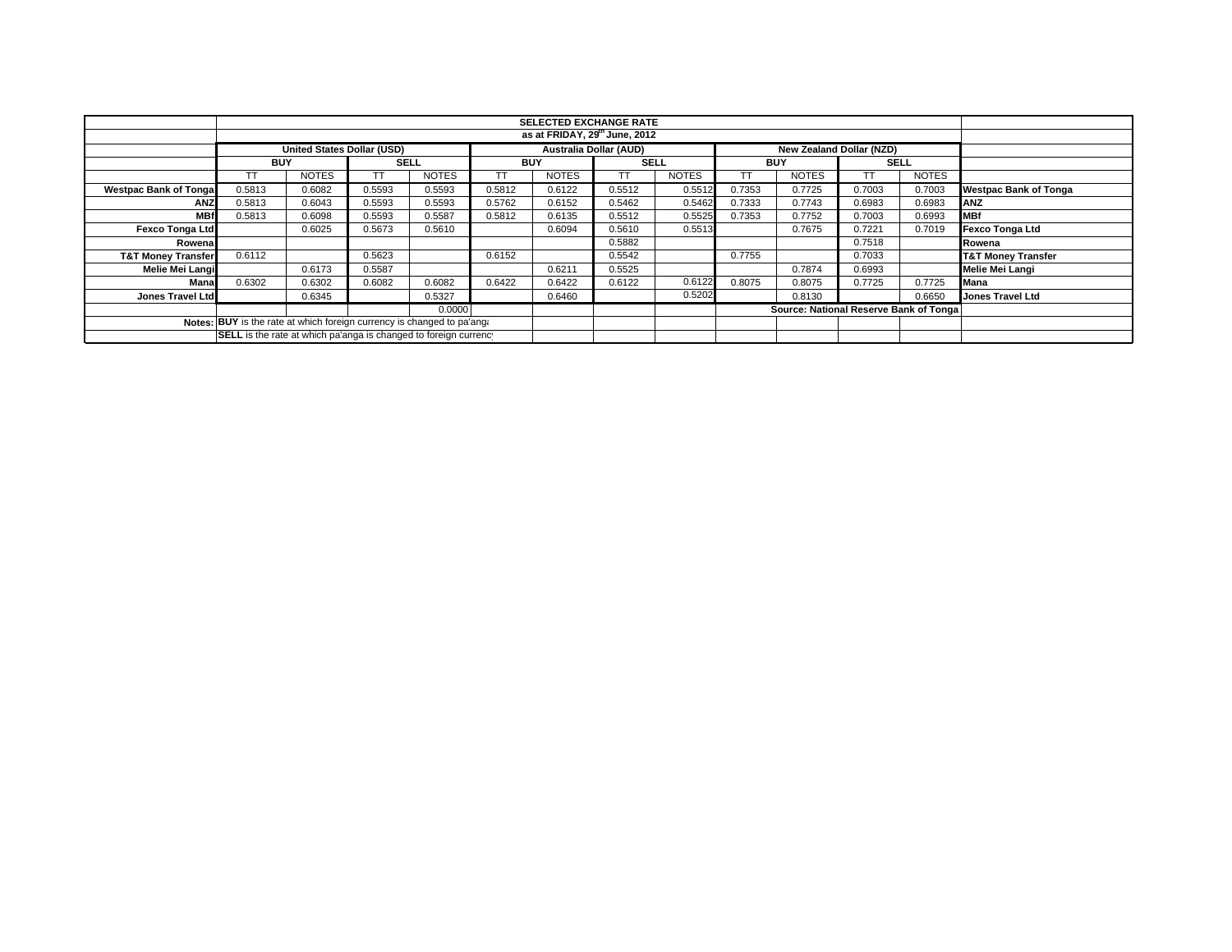| | SELECTED EXCHANGE RATE | | | | | | | | | | | | |
|---|---|---|---|---|---|---|---|---|---|---|---|---|---|
| | as at FRIDAY, 29th June, 2012 | | | | | | | | | | | | |
| | United States Dollar (USD) | | | | Australia Dollar (AUD) | | | | New Zealand Dollar (NZD) | | | | |
| | BUY | | SELL | | BUY | | SELL | | BUY | | SELL | | |
| | TT | NOTES | TT | NOTES | TT | NOTES | TT | NOTES | TT | NOTES | TT | NOTES | |
| Westpac Bank of Tonga | 0.5813 | 0.6082 | 0.5593 | 0.5593 | 0.5812 | 0.6122 | 0.5512 | 0.5512 | 0.7353 | 0.7725 | 0.7003 | 0.7003 | Westpac Bank of Tonga |
| ANZ | 0.5813 | 0.6043 | 0.5593 | 0.5593 | 0.5762 | 0.6152 | 0.5462 | 0.5462 | 0.7333 | 0.7743 | 0.6983 | 0.6983 | ANZ |
| MBf | 0.5813 | 0.6098 | 0.5593 | 0.5587 | 0.5812 | 0.6135 | 0.5512 | 0.5525 | 0.7353 | 0.7752 | 0.7003 | 0.6993 | MBf |
| Fexco Tonga Ltd | | 0.6025 | 0.5673 | 0.5610 | | 0.6094 | 0.5610 | 0.5513 | | 0.7675 | 0.7221 | 0.7019 | Fexco Tonga Ltd |
| Rowena | | | | | | | 0.5882 | | | | 0.7518 | | Rowena |
| T&T Money Transfer | 0.6112 | | 0.5623 | | 0.6152 | | 0.5542 | | 0.7755 | | 0.7033 | | T&T Money Transfer |
| Melie Mei Langi | | 0.6173 | 0.5587 | | | 0.6211 | 0.5525 | | | 0.7874 | 0.6993 | | Melie Mei Langi |
| Mana | 0.6302 | 0.6302 | 0.6082 | 0.6082 | 0.6422 | 0.6422 | 0.6122 | 0.6122 | 0.8075 | 0.8075 | 0.7725 | 0.7725 | Mana |
| Jones Travel Ltd | | 0.6345 | | 0.5327 | | 0.6460 | | 0.5202 | | 0.8130 | | 0.6650 | Jones Travel Ltd |
| | | | | 0.0000 | | | | | Source: National Reserve Bank of Tonga | | | | |
| Notes: | BUY is the rate at which foreign currency is changed to pa'anga | | | | | | | | | | | | |
| | SELL is the rate at which pa'anga is changed to foreign currency | | | | | | | | | | | | |